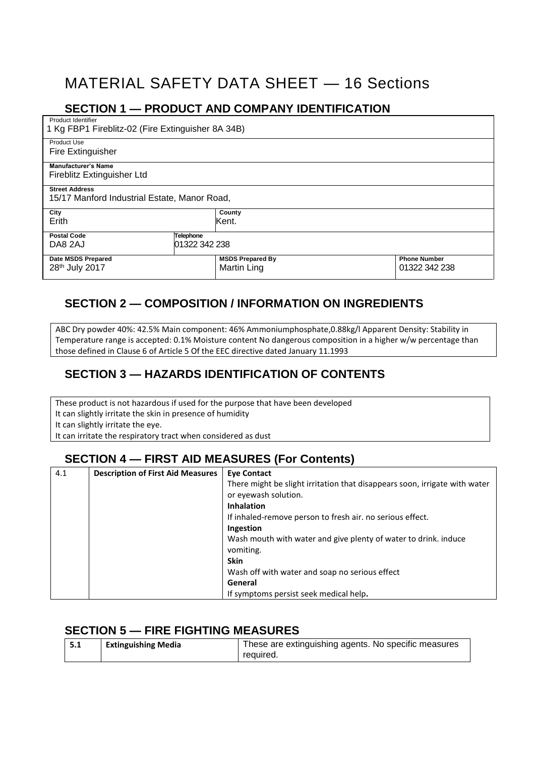# MATERIAL SAFETY DATA SHEET — 16 Sections

## SECTION 1 — PRODUCT AND COMPANY IDENTIFICATION

| Product Identifier | | |
|---|---|---|
| 1 Kg FBP1 Fireblitz-02 (Fire Extinguisher 8A 34B) | | |
| **Product Use**<br>Fire Extinguisher | | |
| **Manufacturer's Name**<br>Fireblitz Extinguisher Ltd | | |
| **Street Address**<br>15/17 Manford Industrial Estate, Manor Road, | | |
| **City**<br>Erith | **County**<br>Kent. | |
| **Postal Code**<br>DA8 2AJ | **Telephone**<br>01322 342 238 | |
| **Date MSDS Prepared**<br>28th July 2017 | **MSDS Prepared By**<br>Martin Ling | **Phone Number**<br>01322 342 238 |

## SECTION 2 — COMPOSITION / INFORMATION ON INGREDIENTS

ABC Dry powder 40%: 42.5% Main component: 46% Ammoniumphosphate,0.88kg/l Apparent Density: Stability in Temperature range is accepted: 0.1% Moisture content No dangerous composition in a higher w/w percentage than those defined in Clause 6 of Article 5 Of the EEC directive dated January 11.1993

## SECTION 3 — HAZARDS IDENTIFICATION OF CONTENTS

These product is not hazardous if used for the purpose that have been developed
It can slightly irritate the skin in presence of humidity
It can slightly irritate the eye.
It can irritate the respiratory tract when considered as dust

## SECTION 4 — FIRST AID MEASURES (For Contents)

| 4.1 | **Description of First Aid Measures** | **Eye Contact**<br>There might be slight irritation that disappears soon, irrigate with water or eyewash solution.<br>**Inhalation**<br>If inhaled-remove person to fresh air. no serious effect.<br>**Ingestion**<br>Wash mouth with water and give plenty of water to drink. induce vomiting.<br>**Skin**<br>Wash off with water and soap no serious effect<br>**General**<br>If symptoms persist seek medical help**.** |
|---|---|---|

## SECTION 5 — FIRE FIGHTING MEASURES

| **5.1** | **Extinguishing Media** | These are extinguishing agents. No specific measures required. |
|---|---|---|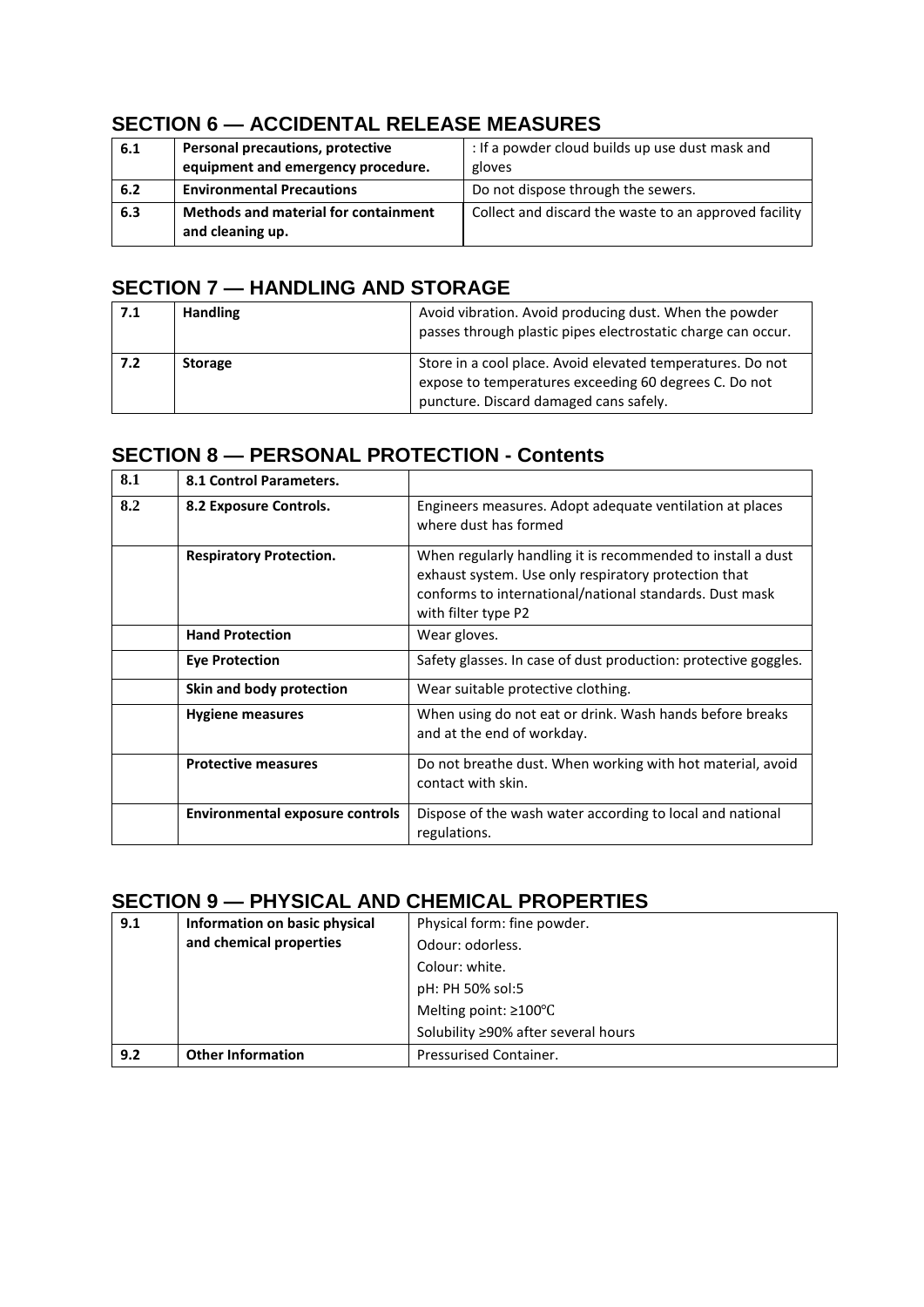## SECTION 6 — ACCIDENTAL RELEASE MEASURES

| | | |
|---|---|---|
| **6.1** | **Personal precautions, protective equipment and emergency procedure.** | : If a powder cloud builds up use dust mask and gloves |
| **6.2** | **Environmental Precautions** | Do not dispose through the sewers. |
| **6.3** | **Methods and material for containment and cleaning up.** | Collect and discard the waste to an approved facility |

## SECTION 7 — HANDLING AND STORAGE

| | | |
|---|---|---|
| **7.1** | **Handling** | Avoid vibration. Avoid producing dust. When the powder passes through plastic pipes electrostatic charge can occur. |
| **7.2** | **Storage** | Store in a cool place. Avoid elevated temperatures. Do not expose to temperatures exceeding 60 degrees C. Do not puncture. Discard damaged cans safely. |

## SECTION 8 — PERSONAL PROTECTION - Contents

| | | |
|---|---|---|
| **8.1** | **8.1 Control Parameters.** | |
| **8.2** | **8.2 Exposure Controls.** | Engineers measures. Adopt adequate ventilation at places where dust has formed |
| | **Respiratory Protection.** | When regularly handling it is recommended to install a dust exhaust system. Use only respiratory protection that conforms to international/national standards. Dust mask with filter type P2 |
| | **Hand Protection** | Wear gloves. |
| | **Eye Protection** | Safety glasses. In case of dust production: protective goggles. |
| | **Skin and body protection** | Wear suitable protective clothing. |
| | **Hygiene measures** | When using do not eat or drink. Wash hands before breaks and at the end of workday. |
| | **Protective measures** | Do not breathe dust. When working with hot material, avoid contact with skin. |
| | **Environmental exposure controls** | Dispose of the wash water according to local and national regulations. |

## SECTION 9 — PHYSICAL AND CHEMICAL PROPERTIES

| | | |
|---|---|---|
| **9.1** | **Information on basic physical and chemical properties** | Physical form: fine powder. |
| | | Odour: odorless. |
| | | Colour: white. |
| | | pH: PH 50% sol:5 |
| | | Melting point: ≥100℃ |
| | | Solubility ≥90% after several hours |
| **9.2** | **Other Information** | Pressurised Container. |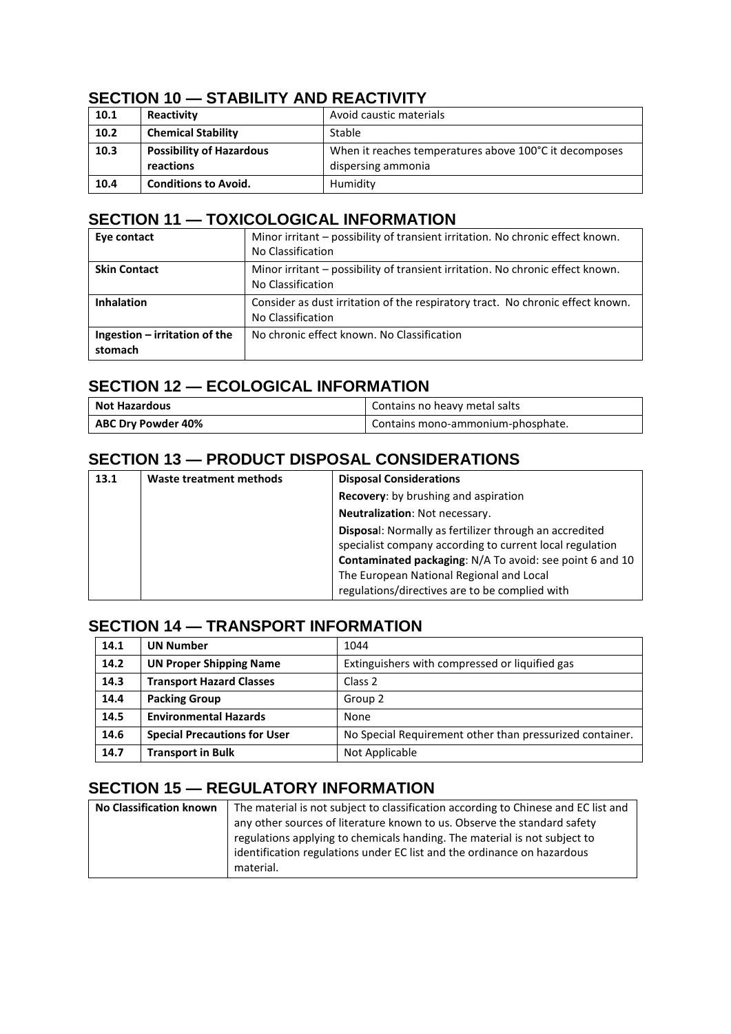## SECTION 10 — STABILITY AND REACTIVITY

| | | |
|---|---|---|
| **10.1** | **Reactivity** | Avoid caustic materials |
| **10.2** | **Chemical Stability** | Stable |
| **10.3** | **Possibility of Hazardous reactions** | When it reaches temperatures above 100°C it decomposes dispersing ammonia |
| **10.4** | **Conditions to Avoid.** | Humidity |

## SECTION 11 — TOXICOLOGICAL INFORMATION

| | |
|---|---|
| **Eye contact** | Minor irritant – possibility of transient irritation. No chronic effect known. No Classification |
| **Skin Contact** | Minor irritant – possibility of transient irritation. No chronic effect known. No Classification |
| **Inhalation** | Consider as dust irritation of the respiratory tract. No chronic effect known. No Classification |
| **Ingestion – irritation of the stomach** | No chronic effect known. No Classification |

## SECTION 12 — ECOLOGICAL INFORMATION

| | |
|---|---|
| **Not Hazardous** | Contains no heavy metal salts |
| **ABC Dry Powder 40%** | Contains mono-ammonium-phosphate. |

## SECTION 13 — PRODUCT DISPOSAL CONSIDERATIONS

| | | |
|---|---|---|
| **13.1** | **Waste treatment methods** | **Disposal Considerations** |
| | | **Recovery**: by brushing and aspiration |
| | | **Neutralization**: Not necessary. |
| | | **Disposal**: Normally as fertilizer through an accredited specialist company according to current local regulation **Contaminated packaging**: N/A To avoid: see point 6 and 10 The European National Regional and Local regulations/directives are to be complied with |

## SECTION 14 — TRANSPORT INFORMATION

| | | |
|---|---|---|
| **14.1** | **UN Number** | 1044 |
| **14.2** | **UN Proper Shipping Name** | Extinguishers with compressed or liquified gas |
| **14.3** | **Transport Hazard Classes** | Class 2 |
| **14.4** | **Packing Group** | Group 2 |
| **14.5** | **Environmental Hazards** | None |
| **14.6** | **Special Precautions for User** | No Special Requirement other than pressurized container. |
| **14.7** | **Transport in Bulk** | Not Applicable |

## SECTION 15 — REGULATORY INFORMATION

| | |
|---|---|
| **No Classification known** | The material is not subject to classification according to Chinese and EC list and any other sources of literature known to us. Observe the standard safety regulations applying to chemicals handing. The material is not subject to identification regulations under EC list and the ordinance on hazardous material. |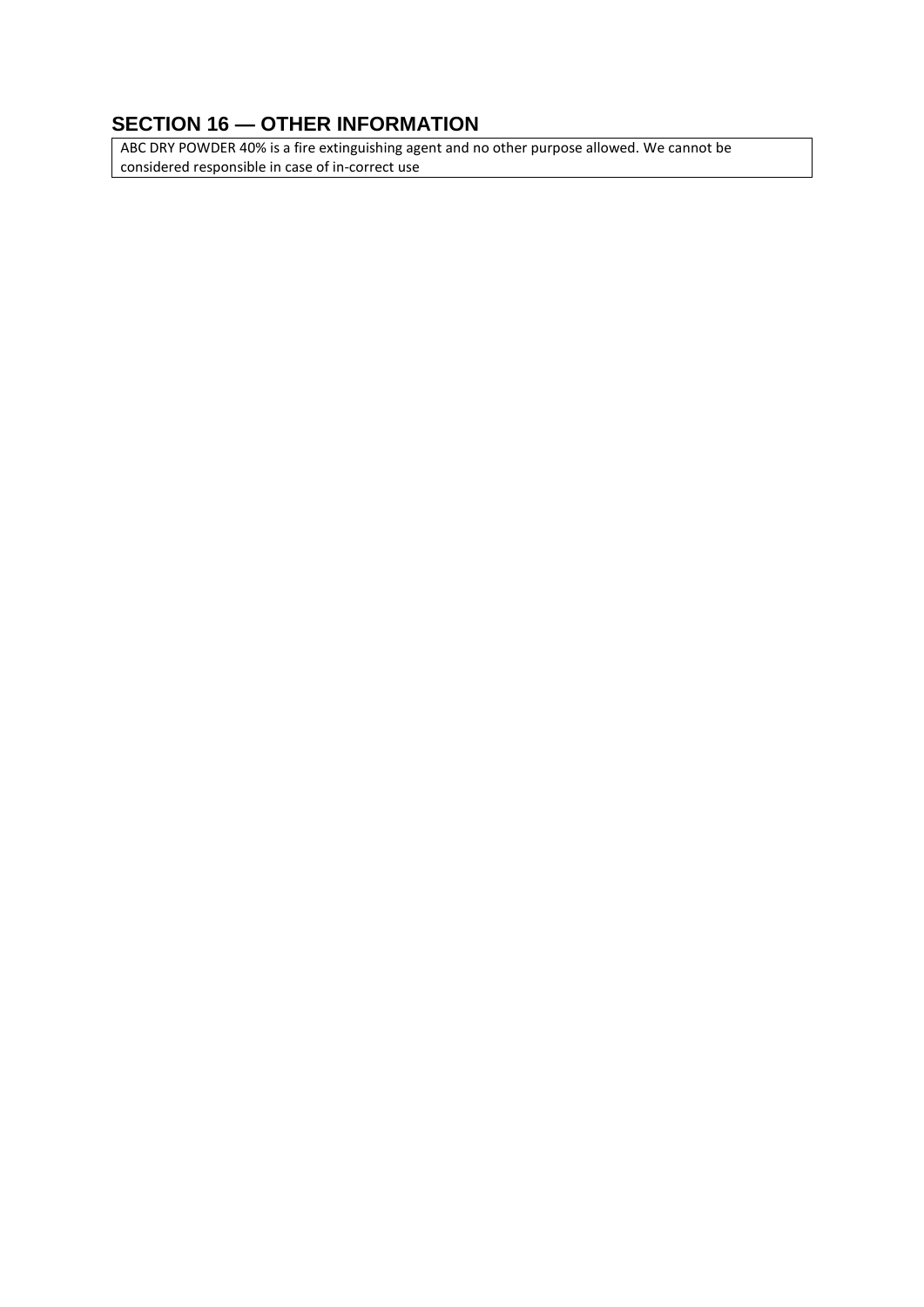## SECTION 16 — OTHER INFORMATION

ABC DRY POWDER 40% is a fire extinguishing agent and no other purpose allowed. We cannot be considered responsible in case of in-correct use